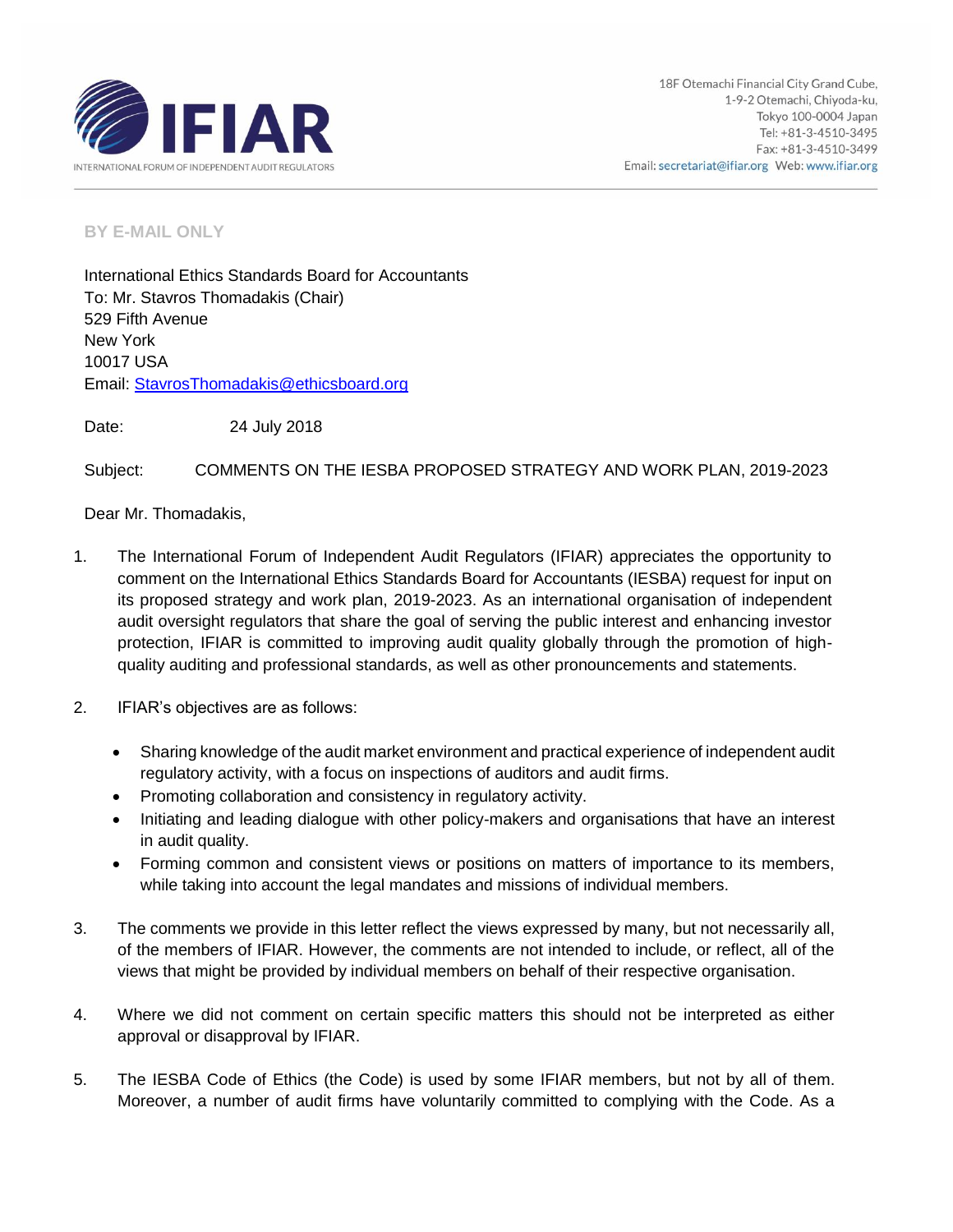IFIAR

INTERNATIONAL FORUM OF INDEPENDENT AUDIT REGULATORS

18F Otemachi Financial City Grand Cube,
1-9-2 Otemachi, Chiyoda-ku,
Tokyo 100-0004 Japan
Tel: +81-3-4510-3495
Fax: +81-3-4510-3499
Email: secretariat@ifiar.org Web: www.ifiar.org

**BY E-MAIL ONLY**

International Ethics Standards Board for Accountants
To: Mr. Stavros Thomadakis (Chair)
529 Fifth Avenue
New York
10017 USA
Email: StavrosThomadakis@ethicsboard.org

Date: 24 July 2018

Subject: COMMENTS ON THE IESBA PROPOSED STRATEGY AND WORK PLAN, 2019-2023

Dear Mr. Thomadakis,

1. The International Forum of Independent Audit Regulators (IFIAR) appreciates the opportunity to comment on the International Ethics Standards Board for Accountants (IESBA) request for input on its proposed strategy and work plan, 2019-2023. As an international organisation of independent audit oversight regulators that share the goal of serving the public interest and enhancing investor protection, IFIAR is committed to improving audit quality globally through the promotion of high-quality auditing and professional standards, as well as other pronouncements and statements.

2. IFIAR's objectives are as follows:

   - Sharing knowledge of the audit market environment and practical experience of independent audit regulatory activity, with a focus on inspections of auditors and audit firms.
   - Promoting collaboration and consistency in regulatory activity.
   - Initiating and leading dialogue with other policy-makers and organisations that have an interest in audit quality.
   - Forming common and consistent views or positions on matters of importance to its members, while taking into account the legal mandates and missions of individual members.

3. The comments we provide in this letter reflect the views expressed by many, but not necessarily all, of the members of IFIAR. However, the comments are not intended to include, or reflect, all of the views that might be provided by individual members on behalf of their respective organisation.

4. Where we did not comment on certain specific matters this should not be interpreted as either approval or disapproval by IFIAR.

5. The IESBA Code of Ethics (the Code) is used by some IFIAR members, but not by all of them. Moreover, a number of audit firms have voluntarily committed to complying with the Code. As a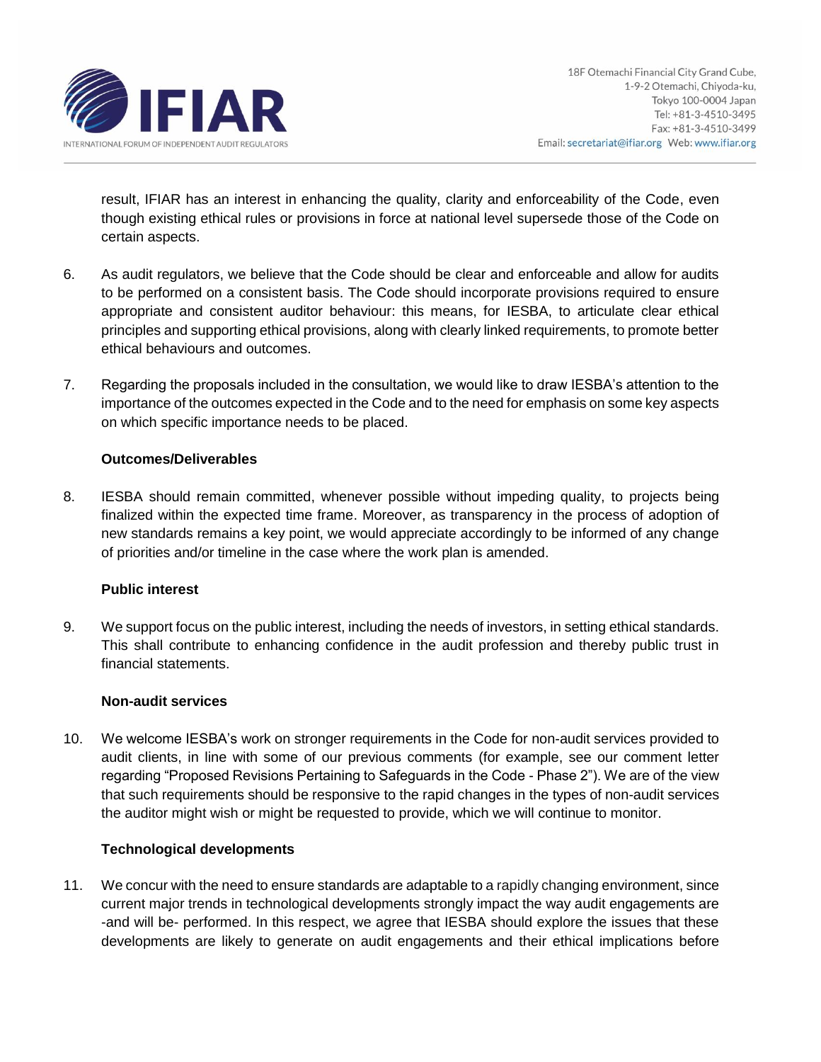result, IFIAR has an interest in enhancing the quality, clarity and enforceability of the Code, even though existing ethical rules or provisions in force at national level supersede those of the Code on certain aspects.

6. As audit regulators, we believe that the Code should be clear and enforceable and allow for audits to be performed on a consistent basis. The Code should incorporate provisions required to ensure appropriate and consistent auditor behaviour: this means, for IESBA, to articulate clear ethical principles and supporting ethical provisions, along with clearly linked requirements, to promote better ethical behaviours and outcomes.

7. Regarding the proposals included in the consultation, we would like to draw IESBA's attention to the importance of the outcomes expected in the Code and to the need for emphasis on some key aspects on which specific importance needs to be placed.

**Outcomes/Deliverables**

8. IESBA should remain committed, whenever possible without impeding quality, to projects being finalized within the expected time frame. Moreover, as transparency in the process of adoption of new standards remains a key point, we would appreciate accordingly to be informed of any change of priorities and/or timeline in the case where the work plan is amended.

**Public interest**

9. We support focus on the public interest, including the needs of investors, in setting ethical standards. This shall contribute to enhancing confidence in the audit profession and thereby public trust in financial statements.

**Non-audit services**

10. We welcome IESBA's work on stronger requirements in the Code for non-audit services provided to audit clients, in line with some of our previous comments (for example, see our comment letter regarding "Proposed Revisions Pertaining to Safeguards in the Code - Phase 2"). We are of the view that such requirements should be responsive to the rapid changes in the types of non-audit services the auditor might wish or might be requested to provide, which we will continue to monitor.

**Technological developments**

11. We concur with the need to ensure standards are adaptable to a rapidly changing environment, since current major trends in technological developments strongly impact the way audit engagements are -and will be- performed. In this respect, we agree that IESBA should explore the issues that these developments are likely to generate on audit engagements and their ethical implications before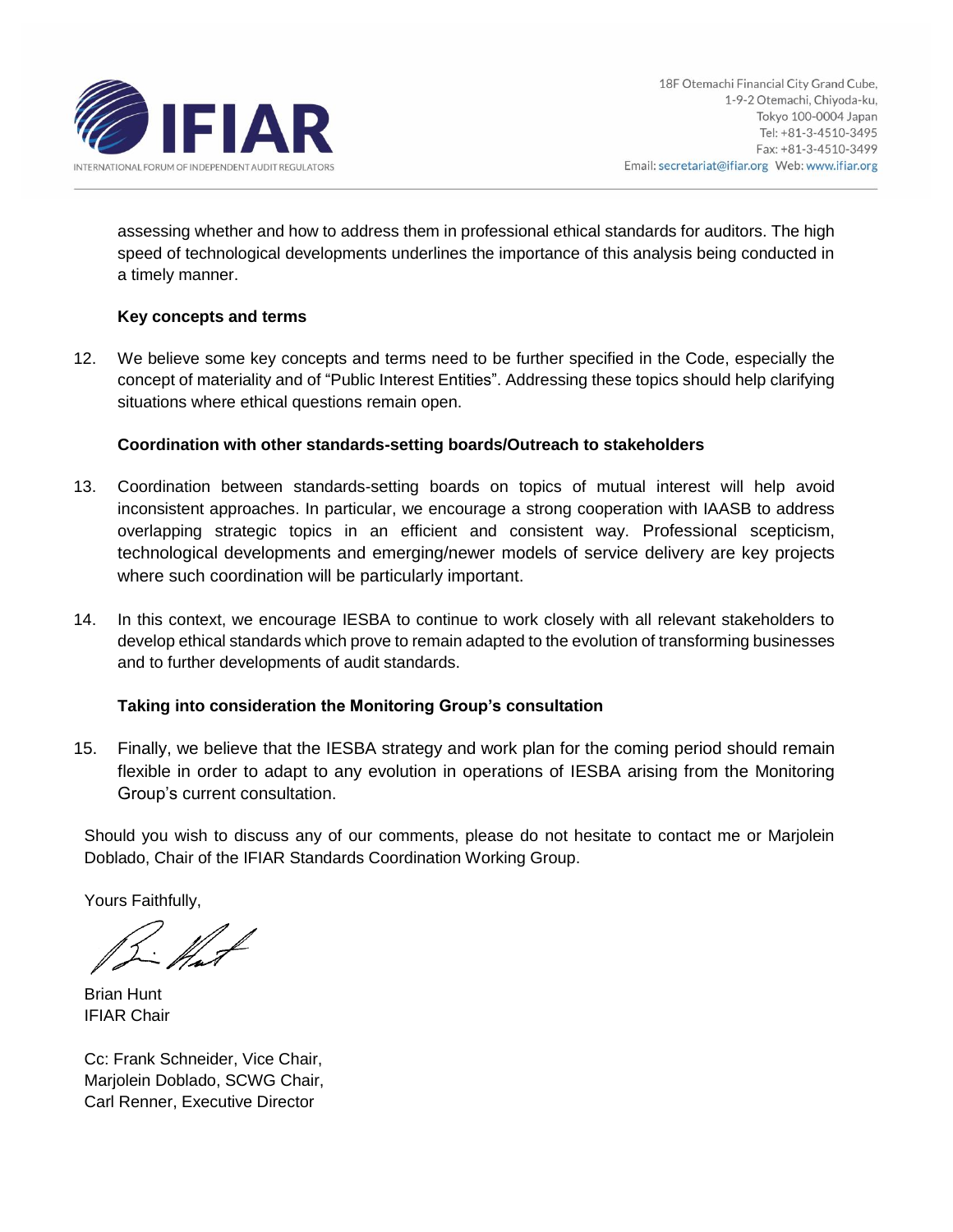assessing whether and how to address them in professional ethical standards for auditors. The high speed of technological developments underlines the importance of this analysis being conducted in a timely manner.

**Key concepts and terms**

12. We believe some key concepts and terms need to be further specified in the Code, especially the concept of materiality and of "Public Interest Entities". Addressing these topics should help clarifying situations where ethical questions remain open.

**Coordination with other standards-setting boards/Outreach to stakeholders**

13. Coordination between standards-setting boards on topics of mutual interest will help avoid inconsistent approaches. In particular, we encourage a strong cooperation with IAASB to address overlapping strategic topics in an efficient and consistent way. Professional scepticism, technological developments and emerging/newer models of service delivery are key projects where such coordination will be particularly important.

14. In this context, we encourage IESBA to continue to work closely with all relevant stakeholders to develop ethical standards which prove to remain adapted to the evolution of transforming businesses and to further developments of audit standards.

**Taking into consideration the Monitoring Group's consultation**

15. Finally, we believe that the IESBA strategy and work plan for the coming period should remain flexible in order to adapt to any evolution in operations of IESBA arising from the Monitoring Group's current consultation.

Should you wish to discuss any of our comments, please do not hesitate to contact me or Marjolein Doblado, Chair of the IFIAR Standards Coordination Working Group.

Yours Faithfully,

Brian Hunt
IFIAR Chair

Cc: Frank Schneider, Vice Chair,
Marjolein Doblado, SCWG Chair,
Carl Renner, Executive Director